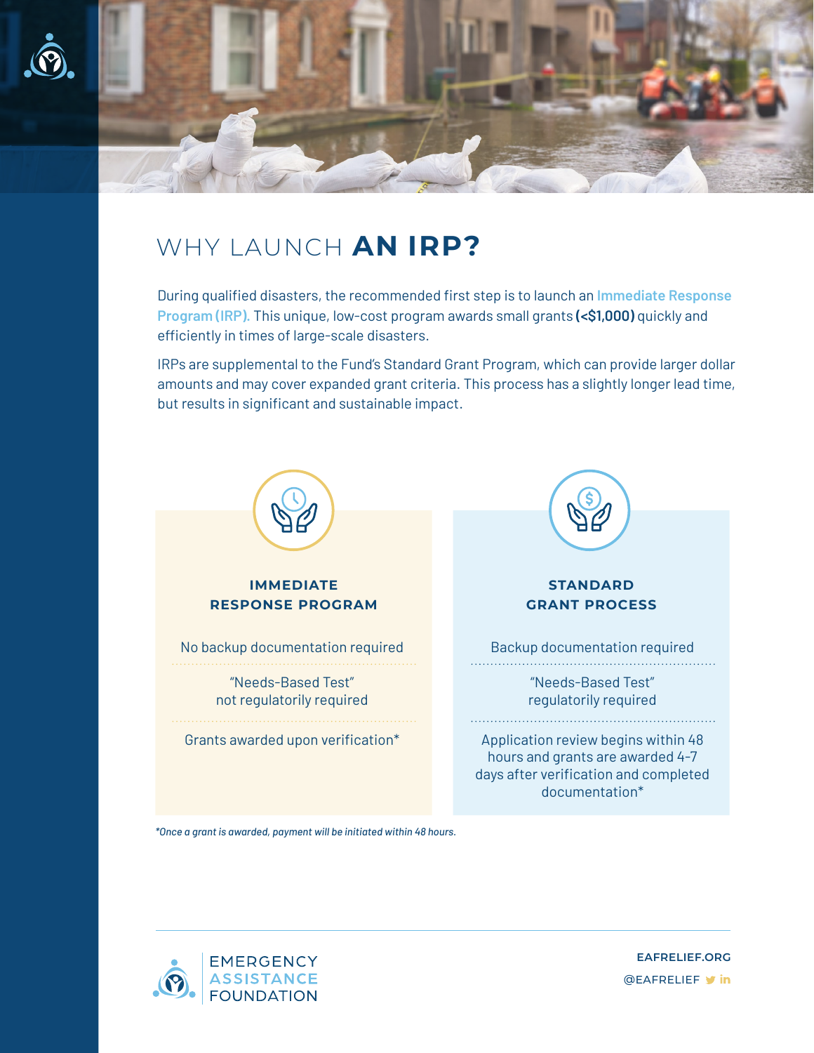# WHY LAUNCH **AN IRP?**

During qualified disasters, the recommended first step is to launch an Immediate Response Program (IRP). This unique, low-cost program awards small grants **(<$1,000)** quickly and efficiently in times of large-scale disasters.

IRPs are supplemental to the Fund's Standard Grant Program, which can provide larger dollar amounts and may cover expanded grant criteria. This process has a slightly longer lead time, but results in significant and sustainable impact.

| **IMMEDIATE RESPONSE PROGRAM** | **STANDARD GRANT PROCESS** |
| --- | --- |
| No backup documentation required | Backup documentation required |
| "Needs-Based Test" not regulatorily required | "Needs-Based Test" regulatorily required |
| Grants awarded upon verification* | Application review begins within 48 hours and grants are awarded 4-7 days after verification and completed documentation* |

*\*Once a grant is awarded, payment will be initiated within 48 hours.*

EMERGENCY ASSISTANCE FOUNDATION

EAFRELIEF.ORG

@EAFRELIEF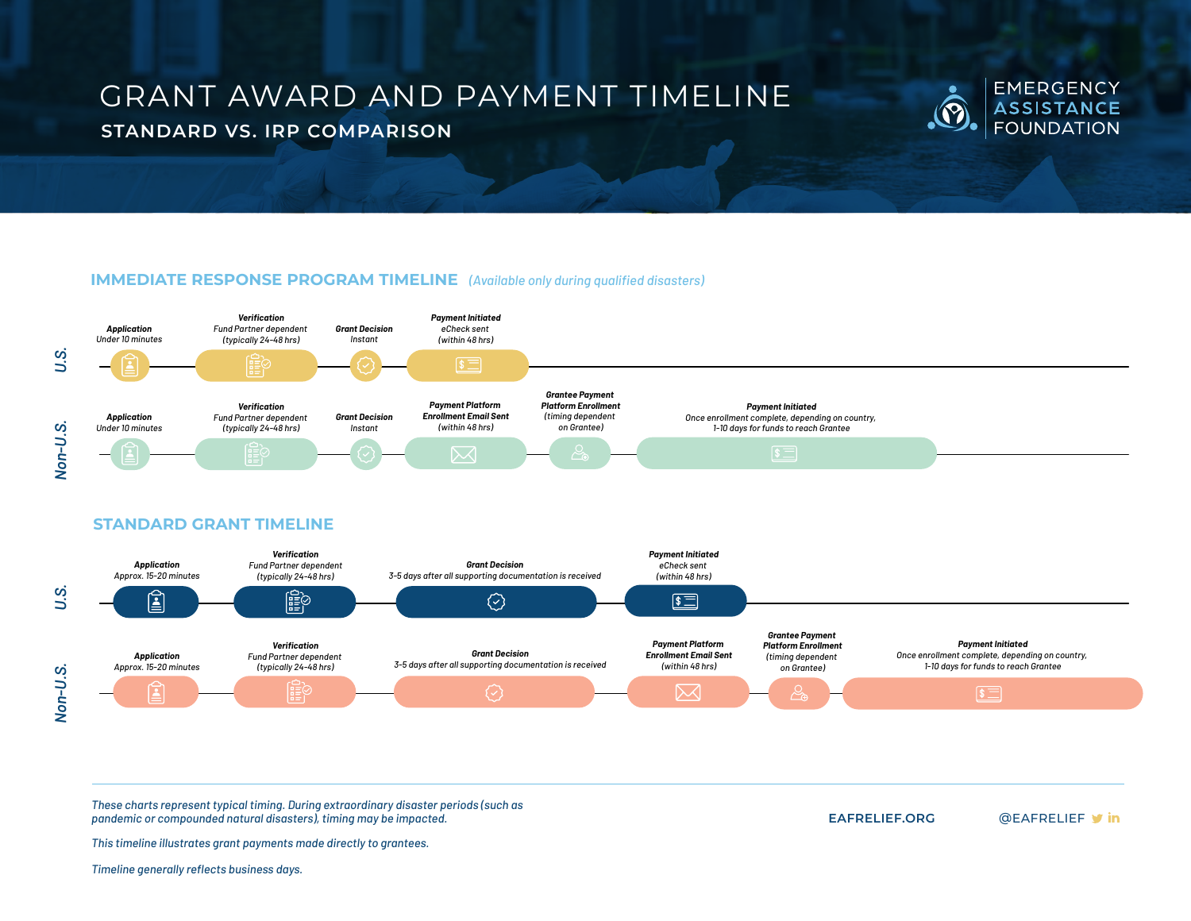# GRANT AWARD AND PAYMENT TIMELINE

## STANDARD VS. IRP COMPARISON

EMERGENCY ASSISTANCE FOUNDATION

## IMMEDIATE RESPONSE PROGRAM TIMELINE *(Available only during qualified disasters)*

### U.S.

**Application**
Under 10 minutes

**Verification**
Fund Partner dependent
(typically 24–48 hrs)

**Grant Decision**
Instant

**Payment Initiated**
eCheck sent
(within 48 hrs)

### Non-U.S.

**Application**
Under 10 minutes

**Verification**
Fund Partner dependent
(typically 24–48 hrs)

**Grant Decision**
Instant

**Payment Platform Enrollment Email Sent**
(within 48 hrs)

**Grantee Payment Platform Enrollment**
(timing dependent on Grantee)

**Payment Initiated**
Once enrollment complete, depending on country, 1–10 days for funds to reach Grantee

## STANDARD GRANT TIMELINE

### U.S.

**Application**
Approx. 15-20 minutes

**Verification**
Fund Partner dependent
(typically 24–48 hrs)

**Grant Decision**
3-5 days after all supporting documentation is received

**Payment Initiated**
eCheck sent
(within 48 hrs)

### Non-U.S.

**Application**
Approx. 15-20 minutes

**Verification**
Fund Partner dependent
(typically 24–48 hrs)

**Grant Decision**
3-5 days after all supporting documentation is received

**Payment Platform Enrollment Email Sent**
(within 48 hrs)

**Grantee Payment Platform Enrollment**
(timing dependent on Grantee)

**Payment Initiated**
Once enrollment complete, depending on country, 1–10 days for funds to reach Grantee

---

*These charts represent typical timing. During extraordinary disaster periods (such as pandemic or compounded natural disasters), timing may be impacted.*

*This timeline illustrates grant payments made directly to grantees.*

*Timeline generally reflects business days.*

EAFRELIEF.ORG

@EAFRELIEF